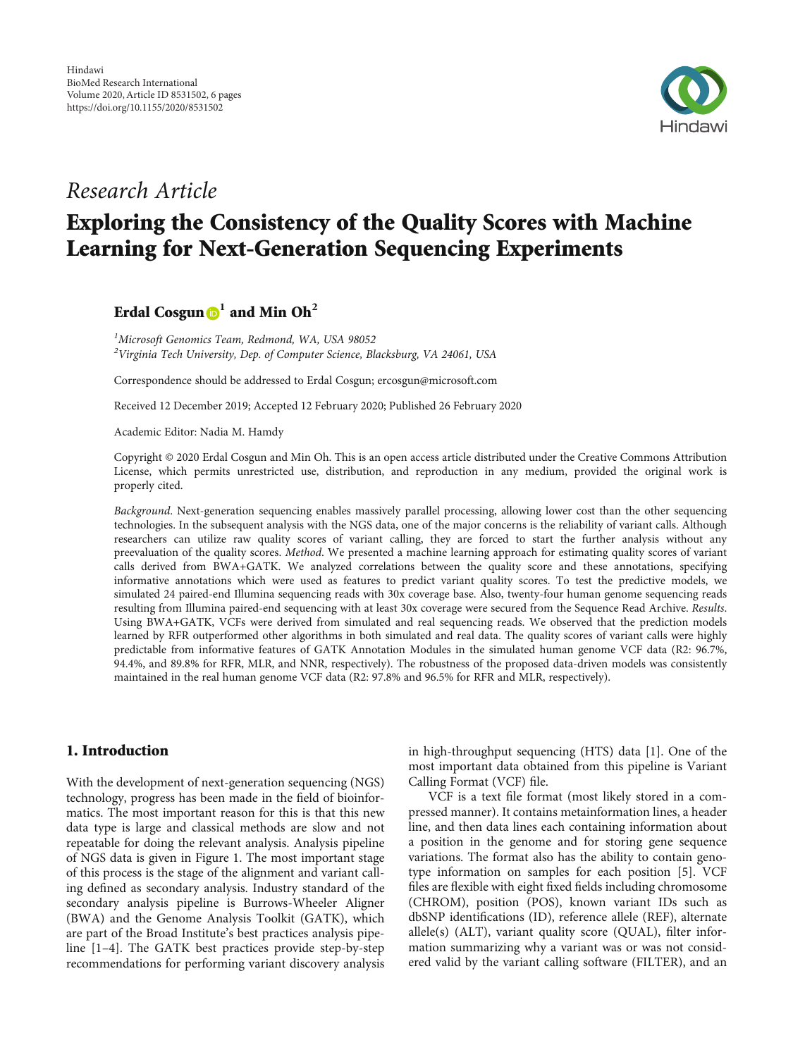Hindawi
BioMed Research International
Volume 2020, Article ID 8531502, 6 pages
https://doi.org/10.1155/2020/8531502

*Research Article*

# Exploring the Consistency of the Quality Scores with Machine Learning for Next-Generation Sequencing Experiments

**Erdal Cosgun [1] and Min Oh [2]**

[1] *Microsoft Genomics Team, Redmond, WA, USA 98052*
[2] *Virginia Tech University, Dep. of Computer Science, Blacksburg, VA 24061, USA*

Correspondence should be addressed to Erdal Cosgun; ercosgun@microsoft.com

Received 12 December 2019; Accepted 12 February 2020; Published 26 February 2020

Academic Editor: Nadia M. Hamdy

Copyright © 2020 Erdal Cosgun and Min Oh. This is an open access article distributed under the Creative Commons Attribution License, which permits unrestricted use, distribution, and reproduction in any medium, provided the original work is properly cited.

*Background*. Next-generation sequencing enables massively parallel processing, allowing lower cost than the other sequencing technologies. In the subsequent analysis with the NGS data, one of the major concerns is the reliability of variant calls. Although researchers can utilize raw quality scores of variant calling, they are forced to start the further analysis without any preevaluation of the quality scores. *Method*. We presented a machine learning approach for estimating quality scores of variant calls derived from BWA+GATK. We analyzed correlations between the quality score and these annotations, specifying informative annotations which were used as features to predict variant quality scores. To test the predictive models, we simulated 24 paired-end Illumina sequencing reads with 30x coverage base. Also, twenty-four human genome sequencing reads resulting from Illumina paired-end sequencing with at least 30x coverage were secured from the Sequence Read Archive. *Results*. Using BWA+GATK, VCFs were derived from simulated and real sequencing reads. We observed that the prediction models learned by RFR outperformed other algorithms in both simulated and real data. The quality scores of variant calls were highly predictable from informative features of GATK Annotation Modules in the simulated human genome VCF data (R2: 96.7%, 94.4%, and 89.8% for RFR, MLR, and NNR, respectively). The robustness of the proposed data-driven models was consistently maintained in the real human genome VCF data (R2: 97.8% and 96.5% for RFR and MLR, respectively).

## 1. Introduction

With the development of next-generation sequencing (NGS) technology, progress has been made in the field of bioinformatics. The most important reason for this is that this new data type is large and classical methods are slow and not repeatable for doing the relevant analysis. Analysis pipeline of NGS data is given in Figure 1. The most important stage of this process is the stage of the alignment and variant calling defined as secondary analysis. Industry standard of the secondary analysis pipeline is Burrows-Wheeler Aligner (BWA) and the Genome Analysis Toolkit (GATK), which are part of the Broad Institute's best practices analysis pipeline [1–4]. The GATK best practices provide step-by-step recommendations for performing variant discovery analysis in high-throughput sequencing (HTS) data [1]. One of the most important data obtained from this pipeline is Variant Calling Format (VCF) file.

VCF is a text file format (most likely stored in a compressed manner). It contains metainformation lines, a header line, and then data lines each containing information about a position in the genome and for storing gene sequence variations. The format also has the ability to contain genotype information on samples for each position [5]. VCF files are flexible with eight fixed fields including chromosome (CHROM), position (POS), known variant IDs such as dbSNP identifications (ID), reference allele (REF), alternate allele(s) (ALT), variant quality score (QUAL), filter information summarizing why a variant was or was not considered valid by the variant calling software (FILTER), and an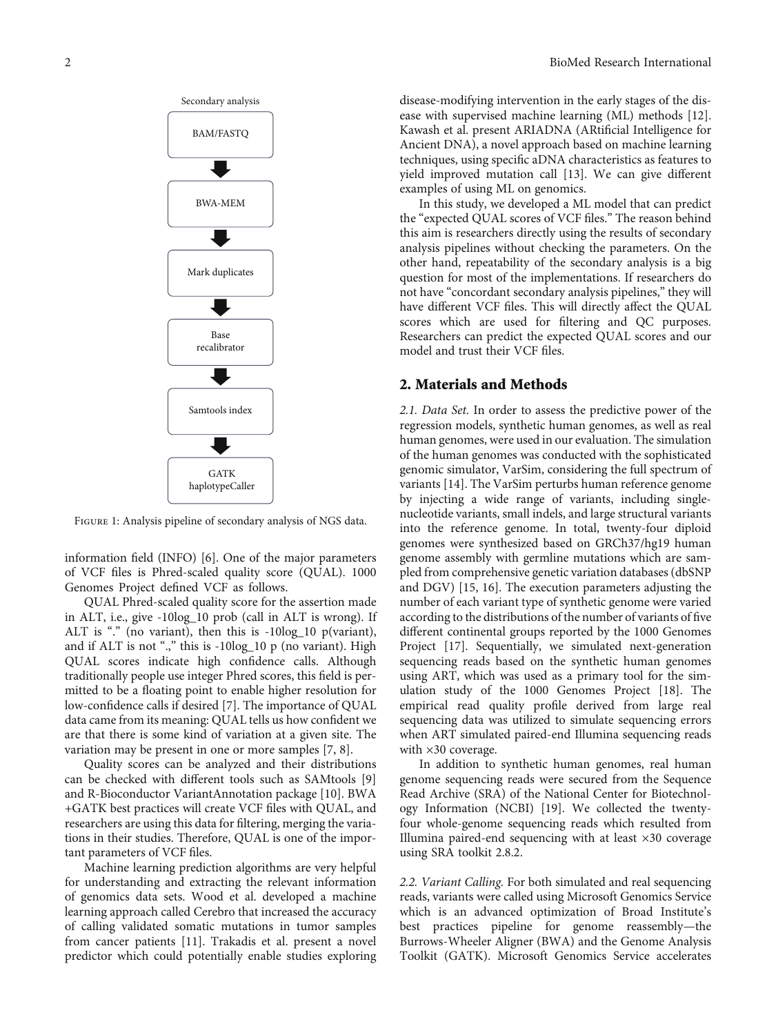Secondary analysis

BAM/FASTQ

BWA-MEM

Mark duplicates

Base recalibrator

Samtools index

GATK haplotypeCaller

Figure 1: Analysis pipeline of secondary analysis of NGS data.

information field (INFO) [6]. One of the major parameters of VCF files is Phred-scaled quality score (QUAL). 1000 Genomes Project defined VCF as follows.

QUAL Phred-scaled quality score for the assertion made in ALT, i.e., give -10log_10 prob (call in ALT is wrong). If ALT is "." (no variant), then this is -10log_10 p(variant), and if ALT is not ".," this is -10log_10 p (no variant). High QUAL scores indicate high confidence calls. Although traditionally people use integer Phred scores, this field is permitted to be a floating point to enable higher resolution for low-confidence calls if desired [7]. The importance of QUAL data came from its meaning: QUAL tells us how confident we are that there is some kind of variation at a given site. The variation may be present in one or more samples [7, 8].

Quality scores can be analyzed and their distributions can be checked with different tools such as SAMtools [9] and R-Bioconductor VariantAnnotation package [10]. BWA +GATK best practices will create VCF files with QUAL, and researchers are using this data for filtering, merging the variations in their studies. Therefore, QUAL is one of the important parameters of VCF files.

Machine learning prediction algorithms are very helpful for understanding and extracting the relevant information of genomics data sets. Wood et al. developed a machine learning approach called Cerebro that increased the accuracy of calling validated somatic mutations in tumor samples from cancer patients [11]. Trakadis et al. present a novel predictor which could potentially enable studies exploring disease-modifying intervention in the early stages of the disease with supervised machine learning (ML) methods [12]. Kawash et al. present ARIADNA (ARtificial Intelligence for Ancient DNA), a novel approach based on machine learning techniques, using specific aDNA characteristics as features to yield improved mutation call [13]. We can give different examples of using ML on genomics.

In this study, we developed a ML model that can predict the "expected QUAL scores of VCF files." The reason behind this aim is researchers directly using the results of secondary analysis pipelines without checking the parameters. On the other hand, repeatability of the secondary analysis is a big question for most of the implementations. If researchers do not have "concordant secondary analysis pipelines," they will have different VCF files. This will directly affect the QUAL scores which are used for filtering and QC purposes. Researchers can predict the expected QUAL scores and our model and trust their VCF files.

## 2. Materials and Methods

*2.1. Data Set.* In order to assess the predictive power of the regression models, synthetic human genomes, as well as real human genomes, were used in our evaluation. The simulation of the human genomes was conducted with the sophisticated genomic simulator, VarSim, considering the full spectrum of variants [14]. The VarSim perturbs human reference genome by injecting a wide range of variants, including single-nucleotide variants, small indels, and large structural variants into the reference genome. In total, twenty-four diploid genomes were synthesized based on GRCh37/hg19 human genome assembly with germline mutations which are sampled from comprehensive genetic variation databases (dbSNP and DGV) [15, 16]. The execution parameters adjusting the number of each variant type of synthetic genome were varied according to the distributions of the number of variants of five different continental groups reported by the 1000 Genomes Project [17]. Sequentially, we simulated next-generation sequencing reads based on the synthetic human genomes using ART, which was used as a primary tool for the simulation study of the 1000 Genomes Project [18]. The empirical read quality profile derived from large real sequencing data was utilized to simulate sequencing errors when ART simulated paired-end Illumina sequencing reads with ×30 coverage.

In addition to synthetic human genomes, real human genome sequencing reads were secured from the Sequence Read Archive (SRA) of the National Center for Biotechnology Information (NCBI) [19]. We collected the twenty-four whole-genome sequencing reads which resulted from Illumina paired-end sequencing with at least ×30 coverage using SRA toolkit 2.8.2.

*2.2. Variant Calling.* For both simulated and real sequencing reads, variants were called using Microsoft Genomics Service which is an advanced optimization of Broad Institute's best practices pipeline for genome reassembly—the Burrows-Wheeler Aligner (BWA) and the Genome Analysis Toolkit (GATK). Microsoft Genomics Service accelerates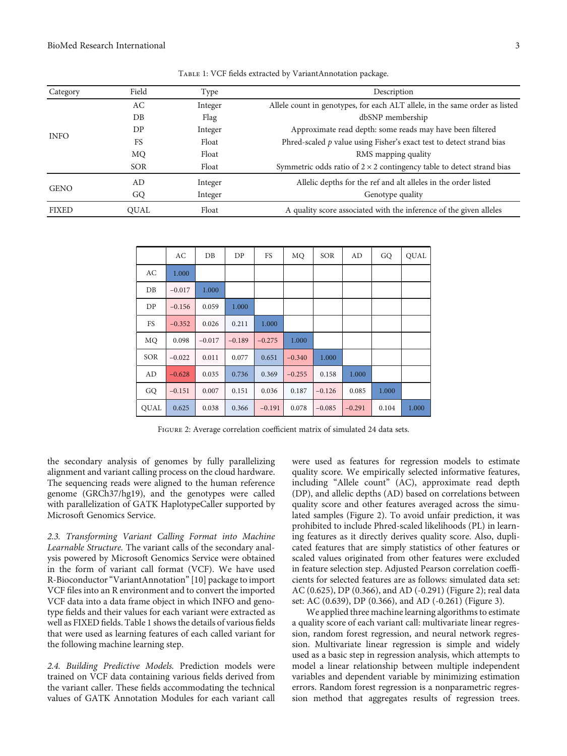Table 1: VCF fields extracted by VariantAnnotation package.

| Category | Field | Type | Description |
|---|---|---|---|
| INFO | AC | Integer | Allele count in genotypes, for each ALT allele, in the same order as listed |
| | DB | Flag | dbSNP membership |
| | DP | Integer | Approximate read depth: some reads may have been filtered |
| | FS | Float | Phred-scaled $p$ value using Fisher's exact test to detect strand bias |
| | MQ | Float | RMS mapping quality |
| | SOR | Float | Symmetric odds ratio of $2 \times 2$ contingency table to detect strand bias |
| GENO | AD | Integer | Allelic depths for the ref and alt alleles in the order listed |
| | GQ | Integer | Genotype quality |
| FIXED | QUAL | Float | A quality score associated with the inference of the given alleles |

| | AC | DB | DP | FS | MQ | SOR | AD | GQ | QUAL |
|---|---|---|---|---|---|---|---|---|---|
| AC | 1.000 | | | | | | | | |
| DB | −0.017 | 1.000 | | | | | | | |
| DP | −0.156 | 0.059 | 1.000 | | | | | | |
| FS | −0.352 | 0.026 | 0.211 | 1.000 | | | | | |
| MQ | 0.098 | −0.017 | −0.189 | −0.275 | 1.000 | | | | |
| SOR | −0.022 | 0.011 | 0.077 | 0.651 | −0.340 | 1.000 | | | |
| AD | −0.628 | 0.035 | 0.736 | 0.369 | −0.255 | 0.158 | 1.000 | | |
| GQ | −0.151 | 0.007 | 0.151 | 0.036 | 0.187 | −0.126 | 0.085 | 1.000 | |
| QUAL | 0.625 | 0.038 | 0.366 | −0.191 | 0.078 | −0.085 | −0.291 | 0.104 | 1.000 |

Figure 2: Average correlation coefficient matrix of simulated 24 data sets.

the secondary analysis of genomes by fully parallelizing alignment and variant calling process on the cloud hardware. The sequencing reads were aligned to the human reference genome (GRCh37/hg19), and the genotypes were called with parallelization of GATK HaplotypeCaller supported by Microsoft Genomics Service.

*2.3. Transforming Variant Calling Format into Machine Learnable Structure.* The variant calls of the secondary analysis powered by Microsoft Genomics Service were obtained in the form of variant call format (VCF). We have used R-Bioconductor "VariantAnnotation" [10] package to import VCF files into an R environment and to convert the imported VCF data into a data frame object in which INFO and genotype fields and their values for each variant were extracted as well as FIXED fields. Table 1 shows the details of various fields that were used as learning features of each called variant for the following machine learning step.

*2.4. Building Predictive Models.* Prediction models were trained on VCF data containing various fields derived from the variant caller. These fields accommodating the technical values of GATK Annotation Modules for each variant call were used as features for regression models to estimate quality score. We empirically selected informative features, including "Allele count" (AC), approximate read depth (DP), and allelic depths (AD) based on correlations between quality score and other features averaged across the simulated samples (Figure 2). To avoid unfair prediction, it was prohibited to include Phred-scaled likelihoods (PL) in learning features as it directly derives quality score. Also, duplicated features that are simply statistics of other features or scaled values originated from other features were excluded in feature selection step. Adjusted Pearson correlation coefficients for selected features are as follows: simulated data set: AC (0.625), DP (0.366), and AD (-0.291) (Figure 2); real data set: AC (0.639), DP (0.366), and AD (-0.261) (Figure 3).

We applied three machine learning algorithms to estimate a quality score of each variant call: multivariate linear regression, random forest regression, and neural network regression. Multivariate linear regression is simple and widely used as a basic step in regression analysis, which attempts to model a linear relationship between multiple independent variables and dependent variable by minimizing estimation errors. Random forest regression is a nonparametric regression method that aggregates results of regression trees.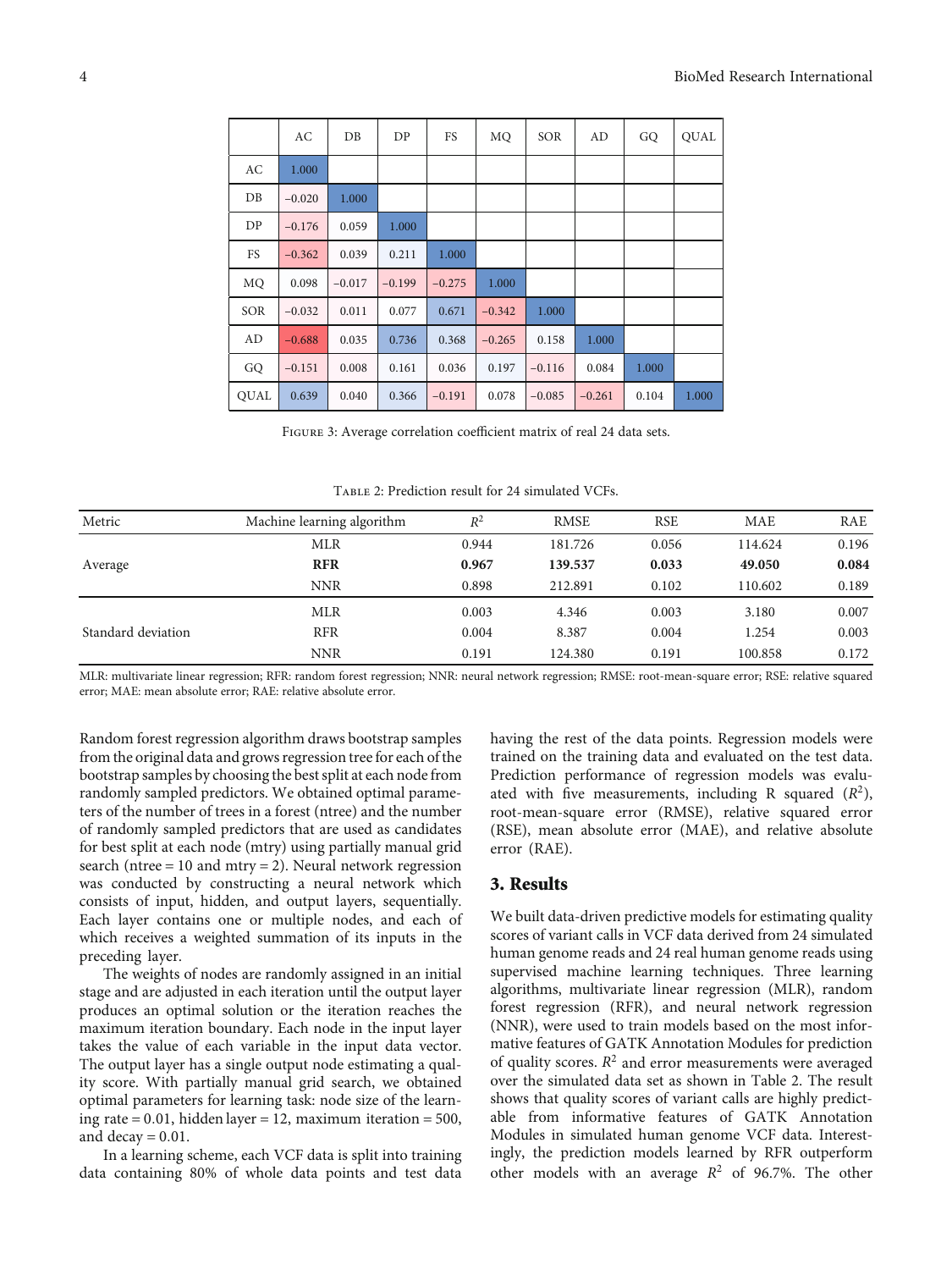|  | AC | DB | DP | FS | MQ | SOR | AD | GQ | QUAL |
|---|---|---|---|---|---|---|---|---|---|
| AC | 1.000 |  |  |  |  |  |  |  |  |
| DB | −0.020 | 1.000 |  |  |  |  |  |  |  |
| DP | −0.176 | 0.059 | 1.000 |  |  |  |  |  |  |
| FS | −0.362 | 0.039 | 0.211 | 1.000 |  |  |  |  |  |
| MQ | 0.098 | −0.017 | −0.199 | −0.275 | 1.000 |  |  |  |  |
| SOR | −0.032 | 0.011 | 0.077 | 0.671 | −0.342 | 1.000 |  |  |  |
| AD | −0.688 | 0.035 | 0.736 | 0.368 | −0.265 | 0.158 | 1.000 |  |  |
| GQ | −0.151 | 0.008 | 0.161 | 0.036 | 0.197 | −0.116 | 0.084 | 1.000 |  |
| QUAL | 0.639 | 0.040 | 0.366 | −0.191 | 0.078 | −0.085 | −0.261 | 0.104 | 1.000 |

Figure 3: Average correlation coefficient matrix of real 24 data sets.

Table 2: Prediction result for 24 simulated VCFs.

| Metric | Machine learning algorithm | $R^2$ | RMSE | RSE | MAE | RAE |
|---|---|---|---|---|---|---|
| Average | MLR | 0.944 | 181.726 | 0.056 | 114.624 | 0.196 |
|  | **RFR** | **0.967** | **139.537** | **0.033** | **49.050** | **0.084** |
|  | NNR | 0.898 | 212.891 | 0.102 | 110.602 | 0.189 |
| Standard deviation | MLR | 0.003 | 4.346 | 0.003 | 3.180 | 0.007 |
|  | RFR | 0.004 | 8.387 | 0.004 | 1.254 | 0.003 |
|  | NNR | 0.191 | 124.380 | 0.191 | 100.858 | 0.172 |

MLR: multivariate linear regression; RFR: random forest regression; NNR: neural network regression; RMSE: root-mean-square error; RSE: relative squared error; MAE: mean absolute error; RAE: relative absolute error.

Random forest regression algorithm draws bootstrap samples from the original data and grows regression tree for each of the bootstrap samples by choosing the best split at each node from randomly sampled predictors. We obtained optimal parameters of the number of trees in a forest (ntree) and the number of randomly sampled predictors that are used as candidates for best split at each node (mtry) using partially manual grid search (ntree = 10 and mtry = 2). Neural network regression was conducted by constructing a neural network which consists of input, hidden, and output layers, sequentially. Each layer contains one or multiple nodes, and each of which receives a weighted summation of its inputs in the preceding layer.

The weights of nodes are randomly assigned in an initial stage and are adjusted in each iteration until the output layer produces an optimal solution or the iteration reaches the maximum iteration boundary. Each node in the input layer takes the value of each variable in the input data vector. The output layer has a single output node estimating a quality score. With partially manual grid search, we obtained optimal parameters for learning task: node size of the learning rate = 0.01, hidden layer = 12, maximum iteration = 500, and decay = 0.01.

In a learning scheme, each VCF data is split into training data containing 80% of whole data points and test data having the rest of the data points. Regression models were trained on the training data and evaluated on the test data. Prediction performance of regression models was evaluated with five measurements, including R squared ($R^2$), root-mean-square error (RMSE), relative squared error (RSE), mean absolute error (MAE), and relative absolute error (RAE).

## 3. Results

We built data-driven predictive models for estimating quality scores of variant calls in VCF data derived from 24 simulated human genome reads and 24 real human genome reads using supervised machine learning techniques. Three learning algorithms, multivariate linear regression (MLR), random forest regression (RFR), and neural network regression (NNR), were used to train models based on the most informative features of GATK Annotation Modules for prediction of quality scores. $R^2$ and error measurements were averaged over the simulated data set as shown in Table 2. The result shows that quality scores of variant calls are highly predictable from informative features of GATK Annotation Modules in simulated human genome VCF data. Interestingly, the prediction models learned by RFR outperform other models with an average $R^2$ of 96.7%. The other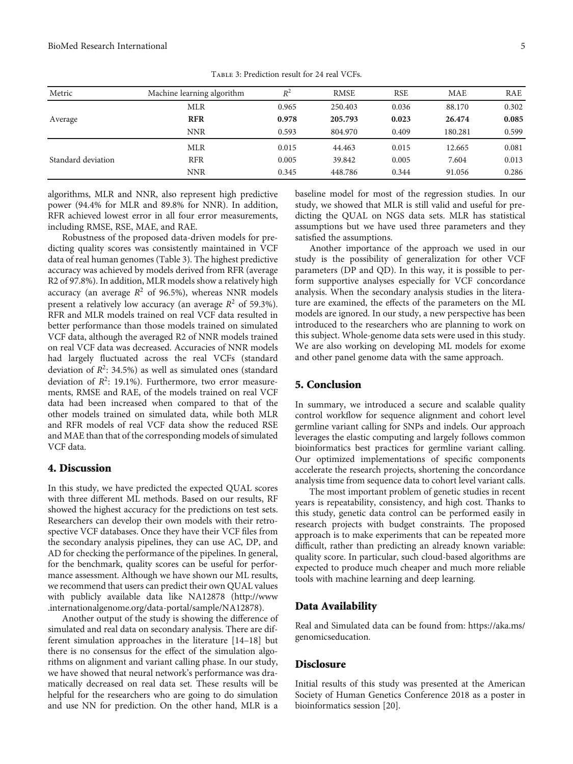Table 3: Prediction result for 24 real VCFs.

| Metric | Machine learning algorithm | $R^2$ | RMSE | RSE | MAE | RAE |
|---|---|---|---|---|---|---|
| Average | MLR | 0.965 | 250.403 | 0.036 | 88.170 | 0.302 |
| | **RFR** | **0.978** | **205.793** | **0.023** | **26.474** | **0.085** |
| | NNR | 0.593 | 804.970 | 0.409 | 180.281 | 0.599 |
| Standard deviation | MLR | 0.015 | 44.463 | 0.015 | 12.665 | 0.081 |
| | RFR | 0.005 | 39.842 | 0.005 | 7.604 | 0.013 |
| | NNR | 0.345 | 448.786 | 0.344 | 91.056 | 0.286 |

algorithms, MLR and NNR, also represent high predictive power (94.4% for MLR and 89.8% for NNR). In addition, RFR achieved lowest error in all four error measurements, including RMSE, RSE, MAE, and RAE.

Robustness of the proposed data-driven models for predicting quality scores was consistently maintained in VCF data of real human genomes (Table 3). The highest predictive accuracy was achieved by models derived from RFR (average R2 of 97.8%). In addition, MLR models show a relatively high accuracy (an average $R^2$ of 96.5%), whereas NNR models present a relatively low accuracy (an average $R^2$ of 59.3%). RFR and MLR models trained on real VCF data resulted in better performance than those models trained on simulated VCF data, although the averaged R2 of NNR models trained on real VCF data was decreased. Accuracies of NNR models had largely fluctuated across the real VCFs (standard deviation of $R^2$: 34.5%) as well as simulated ones (standard deviation of $R^2$: 19.1%). Furthermore, two error measurements, RMSE and RAE, of the models trained on real VCF data had been increased when compared to that of the other models trained on simulated data, while both MLR and RFR models of real VCF data show the reduced RSE and MAE than that of the corresponding models of simulated VCF data.

## 4. Discussion

In this study, we have predicted the expected QUAL scores with three different ML methods. Based on our results, RF showed the highest accuracy for the predictions on test sets. Researchers can develop their own models with their retrospective VCF databases. Once they have their VCF files from the secondary analysis pipelines, they can use AC, DP, and AD for checking the performance of the pipelines. In general, for the benchmark, quality scores can be useful for performance assessment. Although we have shown our ML results, we recommend that users can predict their own QUAL values with publicly available data like NA12878 (http://www.internationalgenome.org/data-portal/sample/NA12878).

Another output of the study is showing the difference of simulated and real data on secondary analysis. There are different simulation approaches in the literature [14–18] but there is no consensus for the effect of the simulation algorithms on alignment and variant calling phase. In our study, we have showed that neural network's performance was dramatically decreased on real data set. These results will be helpful for the researchers who are going to do simulation and use NN for prediction. On the other hand, MLR is a baseline model for most of the regression studies. In our study, we showed that MLR is still valid and useful for predicting the QUAL on NGS data sets. MLR has statistical assumptions but we have used three parameters and they satisfied the assumptions.

Another importance of the approach we used in our study is the possibility of generalization for other VCF parameters (DP and QD). In this way, it is possible to perform supportive analyses especially for VCF concordance analysis. When the secondary analysis studies in the literature are examined, the effects of the parameters on the ML models are ignored. In our study, a new perspective has been introduced to the researchers who are planning to work on this subject. Whole-genome data sets were used in this study. We are also working on developing ML models for exome and other panel genome data with the same approach.

## 5. Conclusion

In summary, we introduced a secure and scalable quality control workflow for sequence alignment and cohort level germline variant calling for SNPs and indels. Our approach leverages the elastic computing and largely follows common bioinformatics best practices for germline variant calling. Our optimized implementations of specific components accelerate the research projects, shortening the concordance analysis time from sequence data to cohort level variant calls.

The most important problem of genetic studies in recent years is repeatability, consistency, and high cost. Thanks to this study, genetic data control can be performed easily in research projects with budget constraints. The proposed approach is to make experiments that can be repeated more difficult, rather than predicting an already known variable: quality score. In particular, such cloud-based algorithms are expected to produce much cheaper and much more reliable tools with machine learning and deep learning.

## Data Availability

Real and Simulated data can be found from: https://aka.ms/genomicseducation.

## Disclosure

Initial results of this study was presented at the American Society of Human Genetics Conference 2018 as a poster in bioinformatics session [20].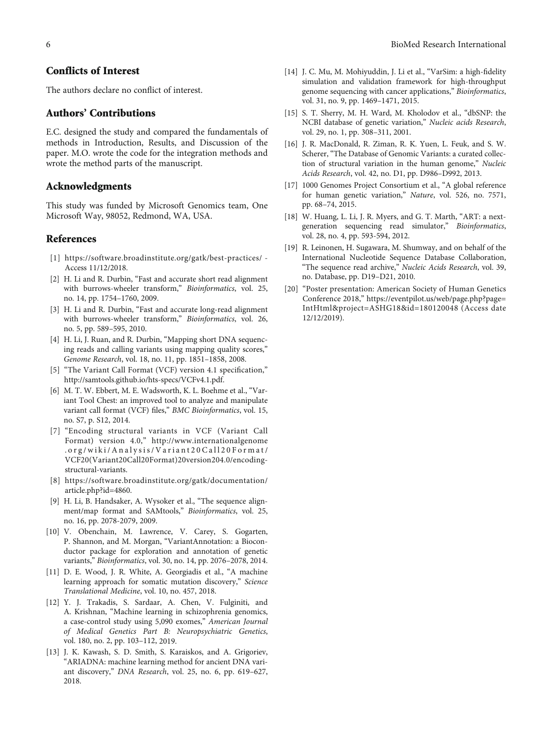## Conflicts of Interest

The authors declare no conflict of interest.

## Authors' Contributions

E.C. designed the study and compared the fundamentals of methods in Introduction, Results, and Discussion of the paper. M.O. wrote the code for the integration methods and wrote the method parts of the manuscript.

## Acknowledgments

This study was funded by Microsoft Genomics team, One Microsoft Way, 98052, Redmond, WA, USA.

## References

[1] https://software.broadinstitute.org/gatk/best-practices/ - Access 11/12/2018.

[2] H. Li and R. Durbin, "Fast and accurate short read alignment with burrows-wheeler transform," *Bioinformatics*, vol. 25, no. 14, pp. 1754–1760, 2009.

[3] H. Li and R. Durbin, "Fast and accurate long-read alignment with burrows-wheeler transform," *Bioinformatics*, vol. 26, no. 5, pp. 589–595, 2010.

[4] H. Li, J. Ruan, and R. Durbin, "Mapping short DNA sequencing reads and calling variants using mapping quality scores," *Genome Research*, vol. 18, no. 11, pp. 1851–1858, 2008.

[5] "The Variant Call Format (VCF) version 4.1 specification," http://samtools.github.io/hts-specs/VCFv4.1.pdf.

[6] M. T. W. Ebbert, M. E. Wadsworth, K. L. Boehme et al., "Variant Tool Chest: an improved tool to analyze and manipulate variant call format (VCF) files," *BMC Bioinformatics*, vol. 15, no. S7, p. S12, 2014.

[7] "Encoding structural variants in VCF (Variant Call Format) version 4.0," http://www.internationalgenome.org/wiki/Analysis/Variant20Call20Format/VCF20(Variant20Call20Format)20version204.0/encoding-structural-variants.

[8] https://software.broadinstitute.org/gatk/documentation/article.php?id=4860.

[9] H. Li, B. Handsaker, A. Wysoker et al., "The sequence alignment/map format and SAMtools," *Bioinformatics*, vol. 25, no. 16, pp. 2078-2079, 2009.

[10] V. Obenchain, M. Lawrence, V. Carey, S. Gogarten, P. Shannon, and M. Morgan, "VariantAnnotation: a Bioconductor package for exploration and annotation of genetic variants," *Bioinformatics*, vol. 30, no. 14, pp. 2076–2078, 2014.

[11] D. E. Wood, J. R. White, A. Georgiadis et al., "A machine learning approach for somatic mutation discovery," *Science Translational Medicine*, vol. 10, no. 457, 2018.

[12] Y. J. Trakadis, S. Sardaar, A. Chen, V. Fulginiti, and A. Krishnan, "Machine learning in schizophrenia genomics, a case-control study using 5,090 exomes," *American Journal of Medical Genetics Part B: Neuropsychiatric Genetics*, vol. 180, no. 2, pp. 103–112, 2019.

[13] J. K. Kawash, S. D. Smith, S. Karaiskos, and A. Grigoriev, "ARIADNA: machine learning method for ancient DNA variant discovery," *DNA Research*, vol. 25, no. 6, pp. 619–627, 2018.

[14] J. C. Mu, M. Mohiyuddin, J. Li et al., "VarSim: a high-fidelity simulation and validation framework for high-throughput genome sequencing with cancer applications," *Bioinformatics*, vol. 31, no. 9, pp. 1469–1471, 2015.

[15] S. T. Sherry, M. H. Ward, M. Kholodov et al., "dbSNP: the NCBI database of genetic variation," *Nucleic acids Research*, vol. 29, no. 1, pp. 308–311, 2001.

[16] J. R. MacDonald, R. Ziman, R. K. Yuen, L. Feuk, and S. W. Scherer, "The Database of Genomic Variants: a curated collection of structural variation in the human genome," *Nucleic Acids Research*, vol. 42, no. D1, pp. D986–D992, 2013.

[17] 1000 Genomes Project Consortium et al., "A global reference for human genetic variation," *Nature*, vol. 526, no. 7571, pp. 68–74, 2015.

[18] W. Huang, L. Li, J. R. Myers, and G. T. Marth, "ART: a next-generation sequencing read simulator," *Bioinformatics*, vol. 28, no. 4, pp. 593-594, 2012.

[19] R. Leinonen, H. Sugawara, M. Shumway, and on behalf of the International Nucleotide Sequence Database Collaboration, "The sequence read archive," *Nucleic Acids Research*, vol. 39, no. Database, pp. D19–D21, 2010.

[20] "Poster presentation: American Society of Human Genetics Conference 2018," https://eventpilot.us/web/page.php?page=IntHtml&project=ASHG18&id=180120048 (Access date 12/12/2019).